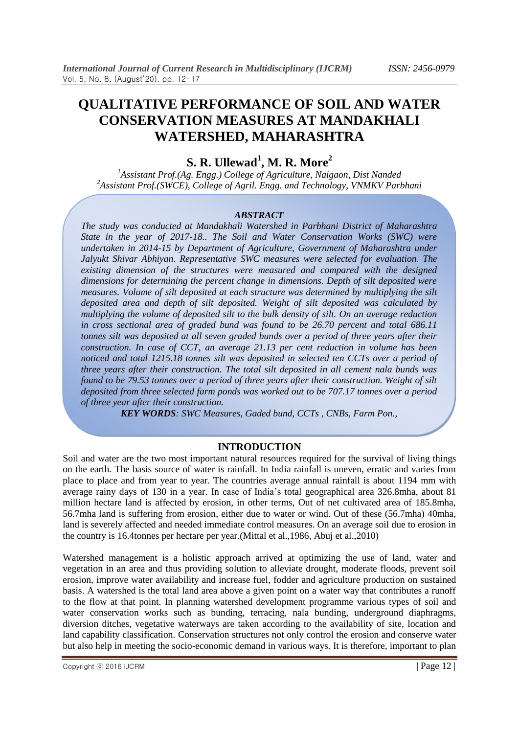# QUALITATIVE PERFORMANCE OF SOIL AND WATER CONSERVATION MEASURES AT MANDAKHALI WATERSHED, MAHARASHTRA

## S. R. Ullewad[1], M. R. More[2]

*[1]Assistant Prof.(Ag. Engg.) College of Agriculture, Naigaon, Dist Nanded*
*[2]Assistant Prof.(SWCE), College of Agril. Engg. and Technology, VNMKV Parbhani*

### *ABSTRACT*

*The study was conducted at Mandakhali Watershed in Parbhani District of Maharashtra State in the year of 2017-18.. The Soil and Water Conservation Works (SWC) were undertaken in 2014-15 by Department of Agriculture, Government of Maharashtra under Jalyukt Shivar Abhiyan. Representative SWC measures were selected for evaluation. The existing dimension of the structures were measured and compared with the designed dimensions for determining the percent change in dimensions. Depth of silt deposited were measures. Volume of silt deposited at each structure was determined by multiplying the silt deposited area and depth of silt deposited. Weight of silt deposited was calculated by multiplying the volume of deposited silt to the bulk density of silt. On an average reduction in cross sectional area of graded bund was found to be 26.70 percent and total 686.11 tonnes silt was deposited at all seven graded bunds over a period of three years after their construction. In case of CCT, an average 21.13 per cent reduction in volume has been noticed and total 1215.18 tonnes silt was deposited in selected ten CCTs over a period of three years after their construction. The total silt deposited in all cement nala bunds was found to be 79.53 tonnes over a period of three years after their construction. Weight of silt deposited from three selected farm ponds was worked out to be 707.17 tonnes over a period of three year after their construction.*

***KEY WORDS**: SWC Measures, Gaded bund, CCTs , CNBs, Farm Pon.,*

## INTRODUCTION

Soil and water are the two most important natural resources required for the survival of living things on the earth. The basis source of water is rainfall. In India rainfall is uneven, erratic and varies from place to place and from year to year. The countries average annual rainfall is about 1194 mm with average rainy days of 130 in a year. In case of India's total geographical area 326.8mha, about 81 million hectare land is affected by erosion, in other terms, Out of net cultivated area of 185.8mha, 56.7mha land is suffering from erosion, either due to water or wind. Out of these (56.7mha) 40mha, land is severely affected and needed immediate control measures. On an average soil due to erosion in the country is 16.4tonnes per hectare per year.(Mittal et al.,1986, Abuj et al.,2010)

Watershed management is a holistic approach arrived at optimizing the use of land, water and vegetation in an area and thus providing solution to alleviate drought, moderate floods, prevent soil erosion, improve water availability and increase fuel, fodder and agriculture production on sustained basis. A watershed is the total land area above a given point on a water way that contributes a runoff to the flow at that point. In planning watershed development programme various types of soil and water conservation works such as bunding, terracing, nala bunding, underground diaphragms, diversion ditches, vegetative waterways are taken according to the availability of site, location and land capability classification. Conservation structures not only control the erosion and conserve water but also help in meeting the socio-economic demand in various ways. It is therefore, important to plan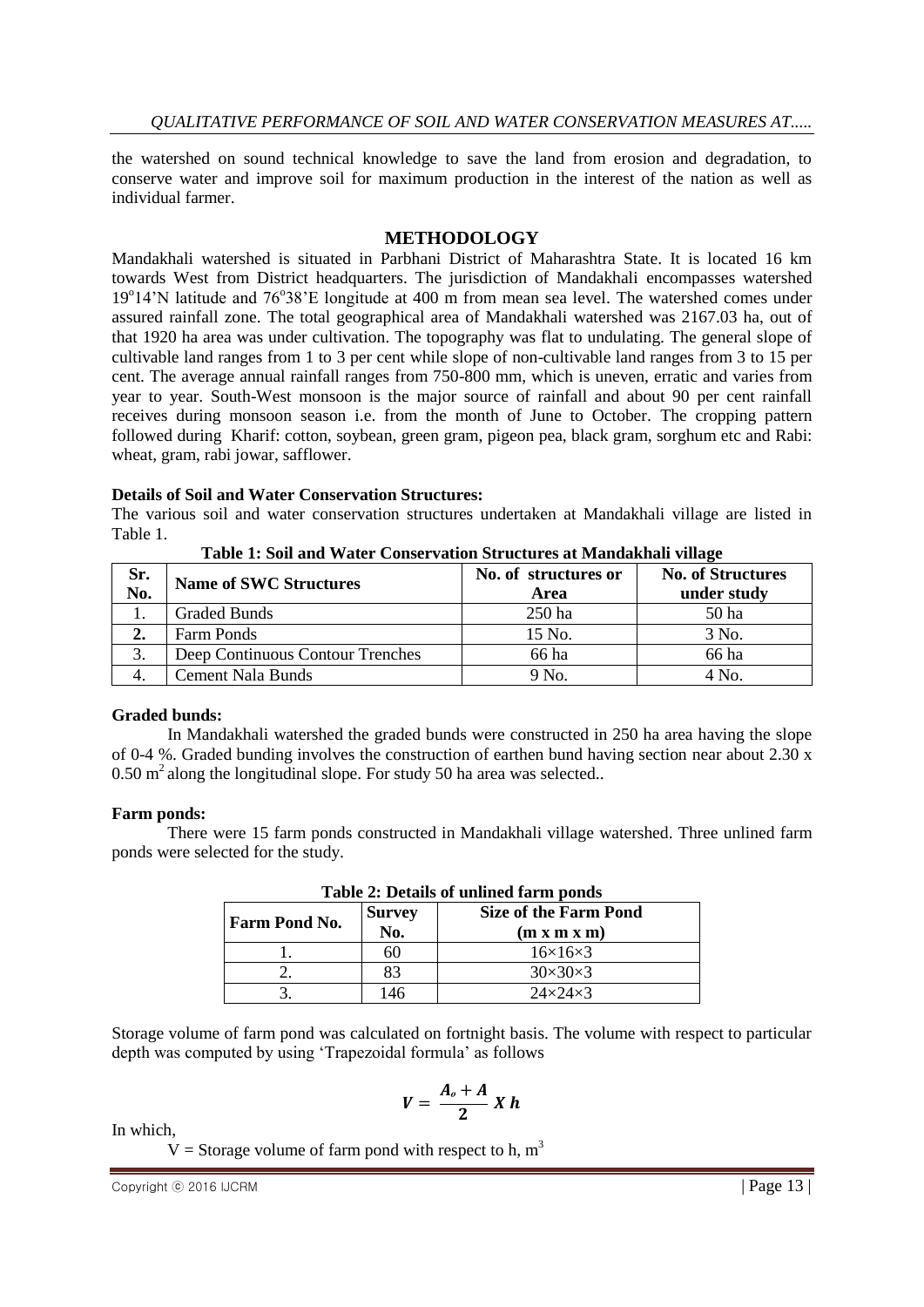the watershed on sound technical knowledge to save the land from erosion and degradation, to conserve water and improve soil for maximum production in the interest of the nation as well as individual farmer.

## METHODOLOGY

Mandakhali watershed is situated in Parbhani District of Maharashtra State. It is located 16 km towards West from District headquarters. The jurisdiction of Mandakhali encompasses watershed 19°14'N latitude and 76°38'E longitude at 400 m from mean sea level. The watershed comes under assured rainfall zone. The total geographical area of Mandakhali watershed was 2167.03 ha, out of that 1920 ha area was under cultivation. The topography was flat to undulating. The general slope of cultivable land ranges from 1 to 3 per cent while slope of non-cultivable land ranges from 3 to 15 per cent. The average annual rainfall ranges from 750-800 mm, which is uneven, erratic and varies from year to year. South-West monsoon is the major source of rainfall and about 90 per cent rainfall receives during monsoon season i.e. from the month of June to October. The cropping pattern followed during Kharif: cotton, soybean, green gram, pigeon pea, black gram, sorghum etc and Rabi: wheat, gram, rabi jowar, safflower.

**Details of Soil and Water Conservation Structures:**

The various soil and water conservation structures undertaken at Mandakhali village are listed in Table 1.

**Table 1: Soil and Water Conservation Structures at Mandakhali village**

| Sr. No. | Name of SWC Structures | No. of structures or Area | No. of Structures under study |
|---|---|---|---|
| 1. | Graded Bunds | 250 ha | 50 ha |
| **2.** | Farm Ponds | 15 No. | 3 No. |
| 3. | Deep Continuous Contour Trenches | 66 ha | 66 ha |
| 4. | Cement Nala Bunds | 9 No. | 4 No. |

**Graded bunds:**

In Mandakhali watershed the graded bunds were constructed in 250 ha area having the slope of 0-4 %. Graded bunding involves the construction of earthen bund having section near about 2.30 x 0.50 $m^2$ along the longitudinal slope. For study 50 ha area was selected..

**Farm ponds:**

There were 15 farm ponds constructed in Mandakhali village watershed. Three unlined farm ponds were selected for the study.

**Table 2: Details of unlined farm ponds**

| Farm Pond No. | Survey No. | Size of the Farm Pond (m x m x m) |
|---|---|---|
| 1. | 60 | 16×16×3 |
| 2. | 83 | 30×30×3 |
| 3. | 146 | 24×24×3 |

Storage volume of farm pond was calculated on fortnight basis. The volume with respect to particular depth was computed by using 'Trapezoidal formula' as follows

$$V = \frac{A_o + A}{2} X h$$

In which,

V = Storage volume of farm pond with respect to h, $m^3$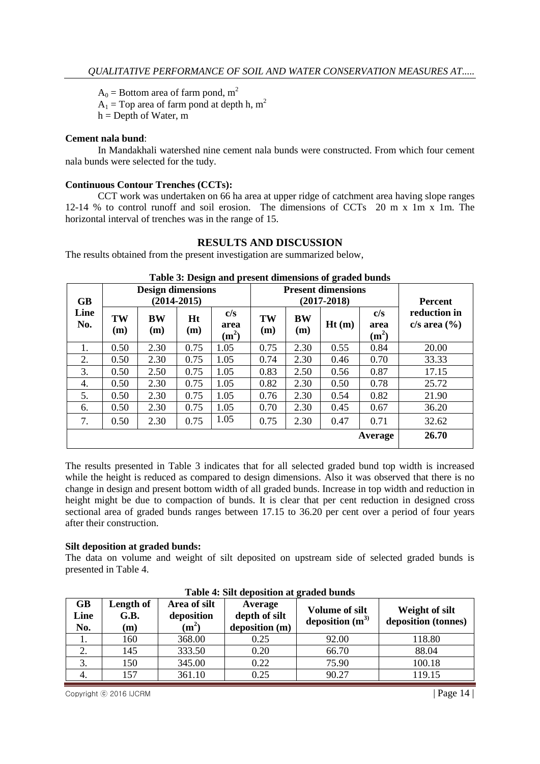$A_0$ = Bottom area of farm pond, $m^2$

$A_1$ = Top area of farm pond at depth h, $m^2$

h = Depth of Water, m

**Cement nala bund**:

In Mandakhali watershed nine cement nala bunds were constructed. From which four cement nala bunds were selected for the tudy.

**Continuous Contour Trenches (CCTs):**

CCT work was undertaken on 66 ha area at upper ridge of catchment area having slope ranges 12-14 % to control runoff and soil erosion. The dimensions of CCTs 20 m x 1m x 1m. The horizontal interval of trenches was in the range of 15.

## RESULTS AND DISCUSSION

The results obtained from the present investigation are summarized below,

**Table 3: Design and present dimensions of graded bunds**

| GB Line No. | Design dimensions (2014-2015) | | | | Present dimensions (2017-2018) | | | | Percent reduction in c/s area (%) |
|---|---|---|---|---|---|---|---|---|---|
| | TW (m) | BW (m) | Ht (m) | c/s area ($m^2$) | TW (m) | BW (m) | Ht (m) | c/s area ($m^2$) | |
| 1. | 0.50 | 2.30 | 0.75 | 1.05 | 0.75 | 2.30 | 0.55 | 0.84 | 20.00 |
| 2. | 0.50 | 2.30 | 0.75 | 1.05 | 0.74 | 2.30 | 0.46 | 0.70 | 33.33 |
| 3. | 0.50 | 2.50 | 0.75 | 1.05 | 0.83 | 2.50 | 0.56 | 0.87 | 17.15 |
| 4. | 0.50 | 2.30 | 0.75 | 1.05 | 0.82 | 2.30 | 0.50 | 0.78 | 25.72 |
| 5. | 0.50 | 2.30 | 0.75 | 1.05 | 0.76 | 2.30 | 0.54 | 0.82 | 21.90 |
| 6. | 0.50 | 2.30 | 0.75 | 1.05 | 0.70 | 2.30 | 0.45 | 0.67 | 36.20 |
| 7. | 0.50 | 2.30 | 0.75 | 1.05 | 0.75 | 2.30 | 0.47 | 0.71 | 32.62 |
| | | | | | | | | **Average** | **26.70** |

The results presented in Table 3 indicates that for all selected graded bund top width is increased while the height is reduced as compared to design dimensions. Also it was observed that there is no change in design and present bottom width of all graded bunds. Increase in top width and reduction in height might be due to compaction of bunds. It is clear that per cent reduction in designed cross sectional area of graded bunds ranges between 17.15 to 36.20 per cent over a period of four years after their construction.

**Silt deposition at graded bunds:**

The data on volume and weight of silt deposited on upstream side of selected graded bunds is presented in Table 4.

**Table 4: Silt deposition at graded bunds**

| GB Line No. | Length of G.B. (m) | Area of silt deposition ($m^2$) | Average depth of silt deposition (m) | Volume of silt deposition ($m^3$) | Weight of silt deposition (tonnes) |
|---|---|---|---|---|---|
| 1. | 160 | 368.00 | 0.25 | 92.00 | 118.80 |
| 2. | 145 | 333.50 | 0.20 | 66.70 | 88.04 |
| 3. | 150 | 345.00 | 0.22 | 75.90 | 100.18 |
| 4. | 157 | 361.10 | 0.25 | 90.27 | 119.15 |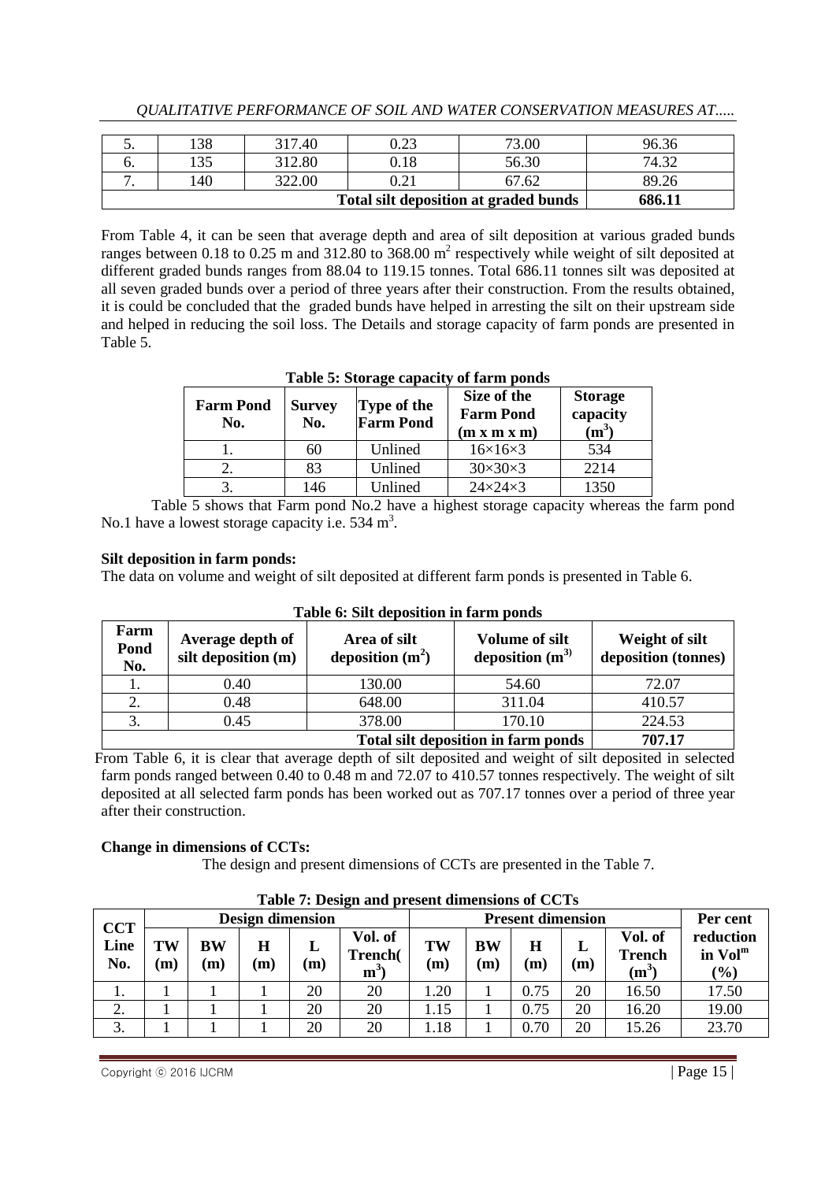| | | | | | |
|---|---|---|---|---|---|
| 5. | 138 | 317.40 | 0.23 | 73.00 | 96.36 |
| 6. | 135 | 312.80 | 0.18 | 56.30 | 74.32 |
| 7. | 140 | 322.00 | 0.21 | 67.62 | 89.26 |
| **Total silt deposition at graded bunds** | | | | | **686.11** |

From Table 4, it can be seen that average depth and area of silt deposition at various graded bunds ranges between 0.18 to 0.25 m and 312.80 to 368.00 $m^2$ respectively while weight of silt deposited at different graded bunds ranges from 88.04 to 119.15 tonnes. Total 686.11 tonnes silt was deposited at all seven graded bunds over a period of three years after their construction. From the results obtained, it is could be concluded that the graded bunds have helped in arresting the silt on their upstream side and helped in reducing the soil loss. The Details and storage capacity of farm ponds are presented in Table 5.

**Table 5: Storage capacity of farm ponds**

| Farm Pond No. | Survey No. | Type of the Farm Pond | Size of the Farm Pond (m x m x m) | Storage capacity ($m^3$) |
|---|---|---|---|---|
| 1. | 60 | Unlined | 16×16×3 | 534 |
| 2. | 83 | Unlined | 30×30×3 | 2214 |
| 3. | 146 | Unlined | 24×24×3 | 1350 |

Table 5 shows that Farm pond No.2 have a highest storage capacity whereas the farm pond No.1 have a lowest storage capacity i.e. 534 $m^3$.

**Silt deposition in farm ponds:**

The data on volume and weight of silt deposited at different farm ponds is presented in Table 6.

**Table 6: Silt deposition in farm ponds**

| Farm Pond No. | Average depth of silt deposition (m) | Area of silt deposition ($m^2$) | Volume of silt deposition ($m^3$) | Weight of silt deposition (tonnes) |
|---|---|---|---|---|
| 1. | 0.40 | 130.00 | 54.60 | 72.07 |
| 2. | 0.48 | 648.00 | 311.04 | 410.57 |
| 3. | 0.45 | 378.00 | 170.10 | 224.53 |
| **Total silt deposition in farm ponds** | | | | **707.17** |

From Table 6, it is clear that average depth of silt deposited and weight of silt deposited in selected farm ponds ranged between 0.40 to 0.48 m and 72.07 to 410.57 tonnes respectively. The weight of silt deposited at all selected farm ponds has been worked out as 707.17 tonnes over a period of three year after their construction.

**Change in dimensions of CCTs:**

The design and present dimensions of CCTs are presented in the Table 7.

**Table 7: Design and present dimensions of CCTs**

| CCT Line No. | Design dimension | | | | | Present dimension | | | | | Per cent reduction in Vol$^m$ (%) |
|---|---|---|---|---|---|---|---|---|---|---|---|
| | TW (m) | BW (m) | H (m) | L (m) | Vol. of Trench($m^3$) | TW (m) | BW (m) | H (m) | L (m) | Vol. of Trench ($m^3$) | |
| 1. | 1 | 1 | 1 | 20 | 20 | 1.20 | 1 | 0.75 | 20 | 16.50 | 17.50 |
| 2. | 1 | 1 | 1 | 20 | 20 | 1.15 | 1 | 0.75 | 20 | 16.20 | 19.00 |
| 3. | 1 | 1 | 1 | 20 | 20 | 1.18 | 1 | 0.70 | 20 | 15.26 | 23.70 |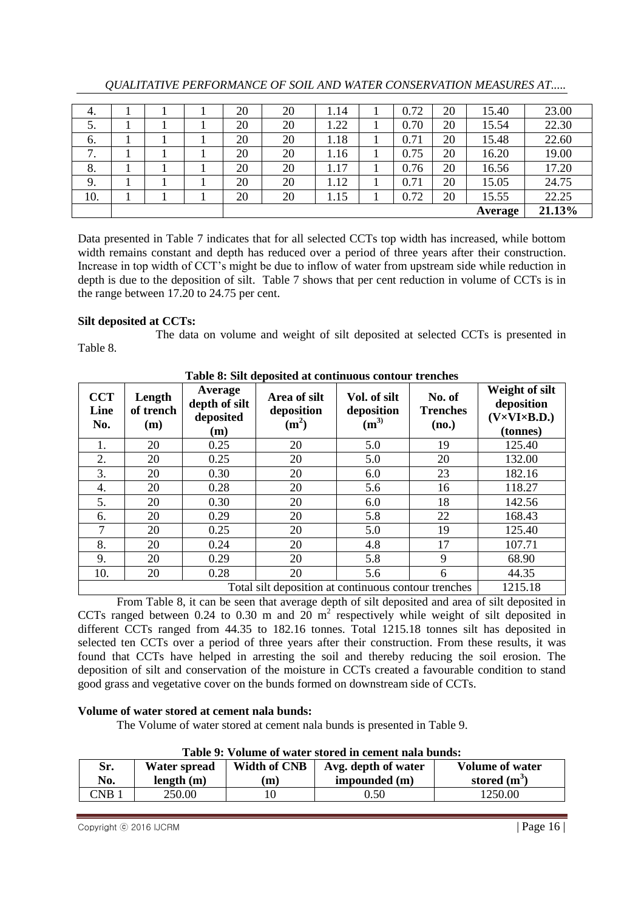| | | | | | | | | | | | |
|---|---|---|---|---|---|---|---|---|---|---|---|
| 4. | 1 | 1 | 1 | 20 | 20 | 1.14 | 1 | 0.72 | 20 | 15.40 | 23.00 |
| 5. | 1 | 1 | 1 | 20 | 20 | 1.22 | 1 | 0.70 | 20 | 15.54 | 22.30 |
| 6. | 1 | 1 | 1 | 20 | 20 | 1.18 | 1 | 0.71 | 20 | 15.48 | 22.60 |
| 7. | 1 | 1 | 1 | 20 | 20 | 1.16 | 1 | 0.75 | 20 | 16.20 | 19.00 |
| 8. | 1 | 1 | 1 | 20 | 20 | 1.17 | 1 | 0.76 | 20 | 16.56 | 17.20 |
| 9. | 1 | 1 | 1 | 20 | 20 | 1.12 | 1 | 0.71 | 20 | 15.05 | 24.75 |
| 10. | 1 | 1 | 1 | 20 | 20 | 1.15 | 1 | 0.72 | 20 | 15.55 | 22.25 |
| | | | | | | | | | | **Average** | **21.13%** |

Data presented in Table 7 indicates that for all selected CCTs top width has increased, while bottom width remains constant and depth has reduced over a period of three years after their construction. Increase in top width of CCT's might be due to inflow of water from upstream side while reduction in depth is due to the deposition of silt. Table 7 shows that per cent reduction in volume of CCTs is in the range between 17.20 to 24.75 per cent.

**Silt deposited at CCTs:**

The data on volume and weight of silt deposited at selected CCTs is presented in Table 8.

**Table 8: Silt deposited at continuous contour trenches**

| CCT Line No. | Length of trench (m) | Average depth of silt deposited (m) | Area of silt deposition ($m^2$) | Vol. of silt deposition ($m^3$) | No. of Trenches (no.) | Weight of silt deposition (V×VI×B.D.) (tonnes) |
|---|---|---|---|---|---|---|
| 1. | 20 | 0.25 | 20 | 5.0 | 19 | 125.40 |
| 2. | 20 | 0.25 | 20 | 5.0 | 20 | 132.00 |
| 3. | 20 | 0.30 | 20 | 6.0 | 23 | 182.16 |
| 4. | 20 | 0.28 | 20 | 5.6 | 16 | 118.27 |
| 5. | 20 | 0.30 | 20 | 6.0 | 18 | 142.56 |
| 6. | 20 | 0.29 | 20 | 5.8 | 22 | 168.43 |
| 7 | 20 | 0.25 | 20 | 5.0 | 19 | 125.40 |
| 8. | 20 | 0.24 | 20 | 4.8 | 17 | 107.71 |
| 9. | 20 | 0.29 | 20 | 5.8 | 9 | 68.90 |
| 10. | 20 | 0.28 | 20 | 5.6 | 6 | 44.35 |
| Total silt deposition at continuous contour trenches | | | | | | 1215.18 |

From Table 8, it can be seen that average depth of silt deposited and area of silt deposited in CCTs ranged between 0.24 to 0.30 m and 20 $m^2$ respectively while weight of silt deposited in different CCTs ranged from 44.35 to 182.16 tonnes. Total 1215.18 tonnes silt has deposited in selected ten CCTs over a period of three years after their construction. From these results, it was found that CCTs have helped in arresting the soil and thereby reducing the soil erosion. The deposition of silt and conservation of the moisture in CCTs created a favourable condition to stand good grass and vegetative cover on the bunds formed on downstream side of CCTs.

**Volume of water stored at cement nala bunds:**

The Volume of water stored at cement nala bunds is presented in Table 9.

**Table 9: Volume of water stored in cement nala bunds:**

| Sr. No. | Water spread length (m) | Width of CNB (m) | Avg. depth of water impounded (m) | Volume of water stored ($m^3$) |
|---|---|---|---|---|
| CNB 1 | 250.00 | 10 | 0.50 | 1250.00 |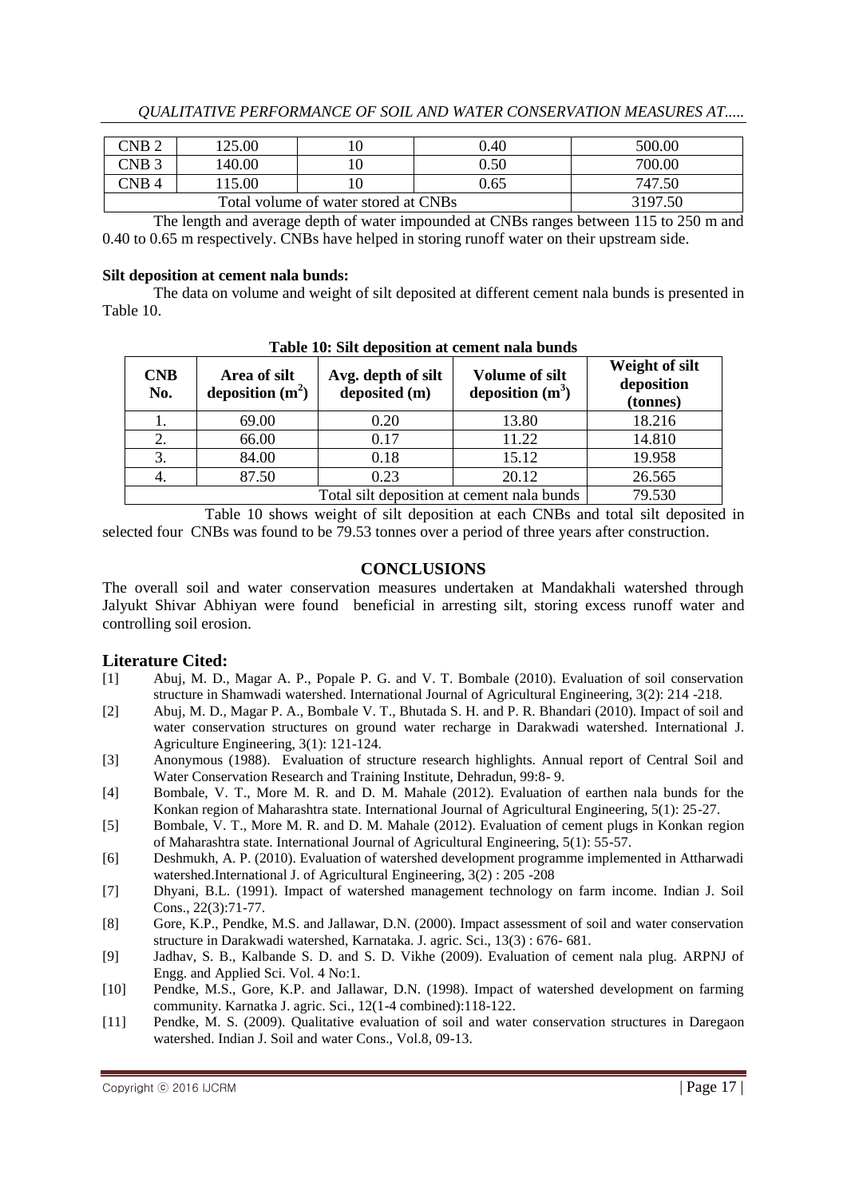| | | | | |
|---|---|---|---|---|
| CNB 2 | 125.00 | 10 | 0.40 | 500.00 |
| CNB 3 | 140.00 | 10 | 0.50 | 700.00 |
| CNB 4 | 115.00 | 10 | 0.65 | 747.50 |
| Total volume of water stored at CNBs | | | | 3197.50 |

The length and average depth of water impounded at CNBs ranges between 115 to 250 m and 0.40 to 0.65 m respectively. CNBs have helped in storing runoff water on their upstream side.

**Silt deposition at cement nala bunds:**

The data on volume and weight of silt deposited at different cement nala bunds is presented in Table 10.

**Table 10: Silt deposition at cement nala bunds**

| CNB No. | Area of silt deposition ($m^2$) | Avg. depth of silt deposited (m) | Volume of silt deposition ($m^3$) | Weight of silt deposition (tonnes) |
|---|---|---|---|---|
| 1. | 69.00 | 0.20 | 13.80 | 18.216 |
| 2. | 66.00 | 0.17 | 11.22 | 14.810 |
| 3. | 84.00 | 0.18 | 15.12 | 19.958 |
| 4. | 87.50 | 0.23 | 20.12 | 26.565 |
| Total silt deposition at cement nala bunds | | | | 79.530 |

Table 10 shows weight of silt deposition at each CNBs and total silt deposited in selected four CNBs was found to be 79.53 tonnes over a period of three years after construction.

## CONCLUSIONS

The overall soil and water conservation measures undertaken at Mandakhali watershed through Jalyukt Shivar Abhiyan were found beneficial in arresting silt, storing excess runoff water and controlling soil erosion.

## Literature Cited:

[1] Abuj, M. D., Magar A. P., Popale P. G. and V. T. Bombale (2010). Evaluation of soil conservation structure in Shamwadi watershed. International Journal of Agricultural Engineering, 3(2): 214 -218.

[2] Abuj, M. D., Magar P. A., Bombale V. T., Bhutada S. H. and P. R. Bhandari (2010). Impact of soil and water conservation structures on ground water recharge in Darakwadi watershed. International J. Agriculture Engineering, 3(1): 121-124.

[3] Anonymous (1988). Evaluation of structure research highlights. Annual report of Central Soil and Water Conservation Research and Training Institute, Dehradun, 99:8- 9.

[4] Bombale, V. T., More M. R. and D. M. Mahale (2012). Evaluation of earthen nala bunds for the Konkan region of Maharashtra state. International Journal of Agricultural Engineering, 5(1): 25-27.

[5] Bombale, V. T., More M. R. and D. M. Mahale (2012). Evaluation of cement plugs in Konkan region of Maharashtra state. International Journal of Agricultural Engineering, 5(1): 55-57.

[6] Deshmukh, A. P. (2010). Evaluation of watershed development programme implemented in Attharwadi watershed.International J. of Agricultural Engineering, 3(2) : 205 -208

[7] Dhyani, B.L. (1991). Impact of watershed management technology on farm income. Indian J. Soil Cons., 22(3):71-77.

[8] Gore, K.P., Pendke, M.S. and Jallawar, D.N. (2000). Impact assessment of soil and water conservation structure in Darakwadi watershed, Karnataka. J. agric. Sci., 13(3) : 676- 681.

[9] Jadhav, S. B., Kalbande S. D. and S. D. Vikhe (2009). Evaluation of cement nala plug. ARPNJ of Engg. and Applied Sci. Vol. 4 No:1.

[10] Pendke, M.S., Gore, K.P. and Jallawar, D.N. (1998). Impact of watershed development on farming community. Karnatka J. agric. Sci., 12(1-4 combined):118-122.

[11] Pendke, M. S. (2009). Qualitative evaluation of soil and water conservation structures in Daregaon watershed. Indian J. Soil and water Cons., Vol.8, 09-13.